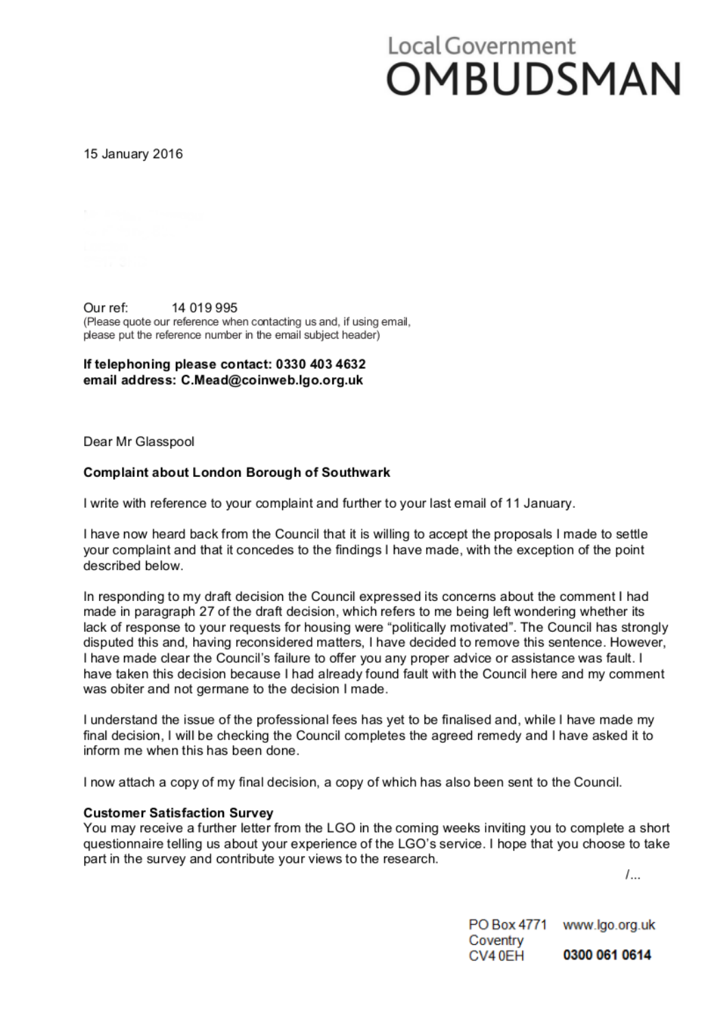Local Government
# OMBUDSMAN

15 January 2016

Our ref: 14 019 995
(Please quote our reference when contacting us and, if using email, please put the reference number in the email subject header)

**If telephoning please contact: 0330 403 4632**
**email address: C.Mead@coinweb.lgo.org.uk**

Dear Mr Glasspool

**Complaint about London Borough of Southwark**

I write with reference to your complaint and further to your last email of 11 January.

I have now heard back from the Council that it is willing to accept the proposals I made to settle your complaint and that it concedes to the findings I have made, with the exception of the point described below.

In responding to my draft decision the Council expressed its concerns about the comment I had made in paragraph 27 of the draft decision, which refers to me being left wondering whether its lack of response to your requests for housing were "politically motivated". The Council has strongly disputed this and, having reconsidered matters, I have decided to remove this sentence. However, I have made clear the Council's failure to offer you any proper advice or assistance was fault. I have taken this decision because I had already found fault with the Council here and my comment was obiter and not germane to the decision I made.

I understand the issue of the professional fees has yet to be finalised and, while I have made my final decision, I will be checking the Council completes the agreed remedy and I have asked it to inform me when this has been done.

I now attach a copy of my final decision, a copy of which has also been sent to the Council.

**Customer Satisfaction Survey**
You may receive a further letter from the LGO in the coming weeks inviting you to complete a short questionnaire telling us about your experience of the LGO's service. I hope that you choose to take part in the survey and contribute your views to the research.

/...

PO Box 4771
Coventry
CV4 0EH

www.lgo.org.uk
**0300 061 0614**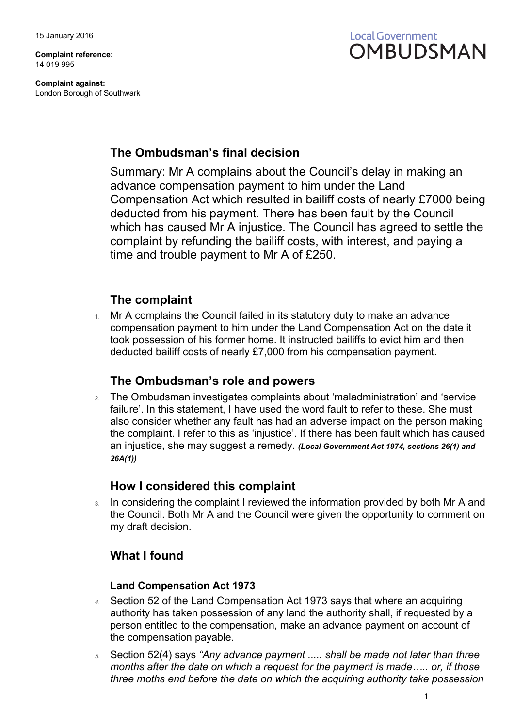15 January 2016

**Complaint reference:**
14 019 995

**Complaint against:**
London Borough of Southwark

Local Government
OMBUDSMAN

## The Ombudsman's final decision

Summary: Mr A complains about the Council's delay in making an advance compensation payment to him under the Land Compensation Act which resulted in bailiff costs of nearly £7000 being deducted from his payment. There has been fault by the Council which has caused Mr A injustice. The Council has agreed to settle the complaint by refunding the bailiff costs, with interest, and paying a time and trouble payment to Mr A of £250.

---

## The complaint

1. Mr A complains the Council failed in its statutory duty to make an advance compensation payment to him under the Land Compensation Act on the date it took possession of his former home. It instructed bailiffs to evict him and then deducted bailiff costs of nearly £7,000 from his compensation payment.

## The Ombudsman's role and powers

2. The Ombudsman investigates complaints about 'maladministration' and 'service failure'. In this statement, I have used the word fault to refer to these. She must also consider whether any fault has had an adverse impact on the person making the complaint. I refer to this as 'injustice'. If there has been fault which has caused an injustice, she may suggest a remedy. ***(Local Government Act 1974, sections 26(1) and 26A(1))***

## How I considered this complaint

3. In considering the complaint I reviewed the information provided by both Mr A and the Council. Both Mr A and the Council were given the opportunity to comment on my draft decision.

## What I found

### Land Compensation Act 1973

4. Section 52 of the Land Compensation Act 1973 says that where an acquiring authority has taken possession of any land the authority shall, if requested by a person entitled to the compensation, make an advance payment on account of the compensation payable.

5. Section 52(4) says *"Any advance payment ..... shall be made not later than three months after the date on which a request for the payment is made….. or, if those three moths end before the date on which the acquiring authority take possession*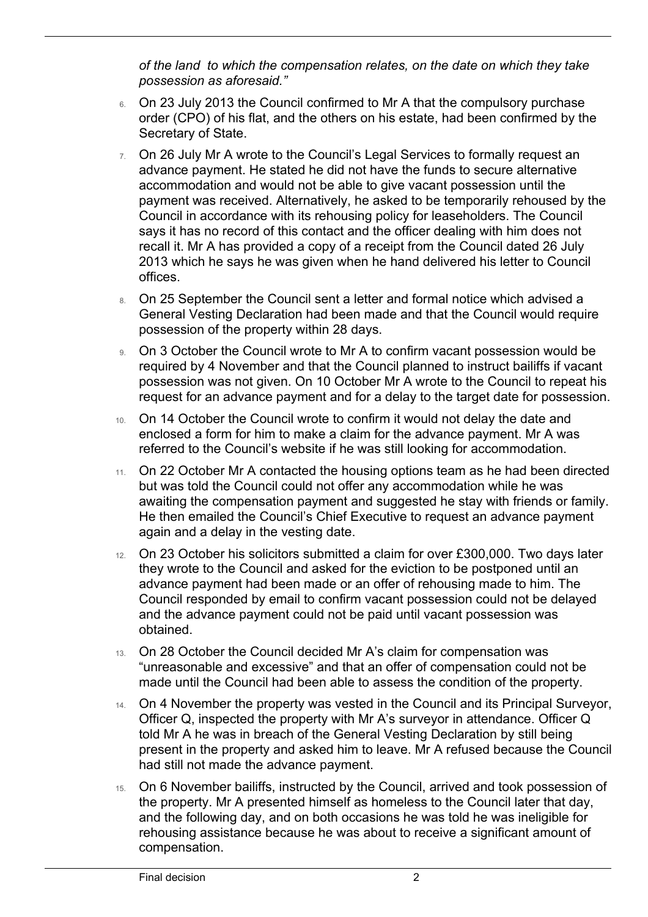*of the land to which the compensation relates, on the date on which they take possession as aforesaid."*

6. On 23 July 2013 the Council confirmed to Mr A that the compulsory purchase order (CPO) of his flat, and the others on his estate, had been confirmed by the Secretary of State.
7. On 26 July Mr A wrote to the Council's Legal Services to formally request an advance payment. He stated he did not have the funds to secure alternative accommodation and would not be able to give vacant possession until the payment was received. Alternatively, he asked to be temporarily rehoused by the Council in accordance with its rehousing policy for leaseholders. The Council says it has no record of this contact and the officer dealing with him does not recall it. Mr A has provided a copy of a receipt from the Council dated 26 July 2013 which he says he was given when he hand delivered his letter to Council offices.
8. On 25 September the Council sent a letter and formal notice which advised a General Vesting Declaration had been made and that the Council would require possession of the property within 28 days.
9. On 3 October the Council wrote to Mr A to confirm vacant possession would be required by 4 November and that the Council planned to instruct bailiffs if vacant possession was not given. On 10 October Mr A wrote to the Council to repeat his request for an advance payment and for a delay to the target date for possession.
10. On 14 October the Council wrote to confirm it would not delay the date and enclosed a form for him to make a claim for the advance payment. Mr A was referred to the Council's website if he was still looking for accommodation.
11. On 22 October Mr A contacted the housing options team as he had been directed but was told the Council could not offer any accommodation while he was awaiting the compensation payment and suggested he stay with friends or family. He then emailed the Council's Chief Executive to request an advance payment again and a delay in the vesting date.
12. On 23 October his solicitors submitted a claim for over £300,000. Two days later they wrote to the Council and asked for the eviction to be postponed until an advance payment had been made or an offer of rehousing made to him. The Council responded by email to confirm vacant possession could not be delayed and the advance payment could not be paid until vacant possession was obtained.
13. On 28 October the Council decided Mr A's claim for compensation was "unreasonable and excessive" and that an offer of compensation could not be made until the Council had been able to assess the condition of the property.
14. On 4 November the property was vested in the Council and its Principal Surveyor, Officer Q, inspected the property with Mr A's surveyor in attendance. Officer Q told Mr A he was in breach of the General Vesting Declaration by still being present in the property and asked him to leave. Mr A refused because the Council had still not made the advance payment.
15. On 6 November bailiffs, instructed by the Council, arrived and took possession of the property. Mr A presented himself as homeless to the Council later that day, and the following day, and on both occasions he was told he was ineligible for rehousing assistance because he was about to receive a significant amount of compensation.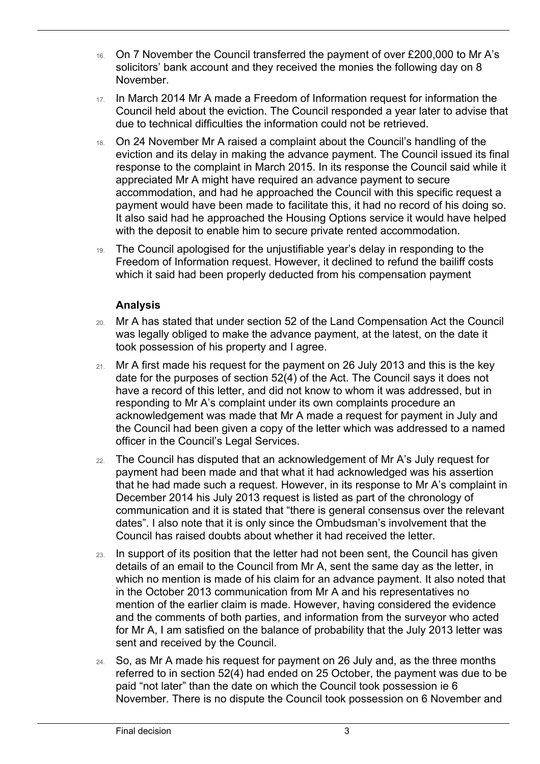16. On 7 November the Council transferred the payment of over £200,000 to Mr A's solicitors' bank account and they received the monies the following day on 8 November.

17. In March 2014 Mr A made a Freedom of Information request for information the Council held about the eviction. The Council responded a year later to advise that due to technical difficulties the information could not be retrieved.

18. On 24 November Mr A raised a complaint about the Council's handling of the eviction and its delay in making the advance payment. The Council issued its final response to the complaint in March 2015. In its response the Council said while it appreciated Mr A might have required an advance payment to secure accommodation, and had he approached the Council with this specific request a payment would have been made to facilitate this, it had no record of his doing so. It also said had he approached the Housing Options service it would have helped with the deposit to enable him to secure private rented accommodation.

19. The Council apologised for the unjustifiable year's delay in responding to the Freedom of Information request. However, it declined to refund the bailiff costs which it said had been properly deducted from his compensation payment

## Analysis

20. Mr A has stated that under section 52 of the Land Compensation Act the Council was legally obliged to make the advance payment, at the latest, on the date it took possession of his property and I agree.

21. Mr A first made his request for the payment on 26 July 2013 and this is the key date for the purposes of section 52(4) of the Act. The Council says it does not have a record of this letter, and did not know to whom it was addressed, but in responding to Mr A's complaint under its own complaints procedure an acknowledgement was made that Mr A made a request for payment in July and the Council had been given a copy of the letter which was addressed to a named officer in the Council's Legal Services.

22. The Council has disputed that an acknowledgement of Mr A's July request for payment had been made and that what it had acknowledged was his assertion that he had made such a request. However, in its response to Mr A's complaint in December 2014 his July 2013 request is listed as part of the chronology of communication and it is stated that "there is general consensus over the relevant dates". I also note that it is only since the Ombudsman's involvement that the Council has raised doubts about whether it had received the letter.

23. In support of its position that the letter had not been sent, the Council has given details of an email to the Council from Mr A, sent the same day as the letter, in which no mention is made of his claim for an advance payment. It also noted that in the October 2013 communication from Mr A and his representatives no mention of the earlier claim is made. However, having considered the evidence and the comments of both parties, and information from the surveyor who acted for Mr A, I am satisfied on the balance of probability that the July 2013 letter was sent and received by the Council.

24. So, as Mr A made his request for payment on 26 July and, as the three months referred to in section 52(4) had ended on 25 October, the payment was due to be paid "not later" than the date on which the Council took possession ie 6 November. There is no dispute the Council took possession on 6 November and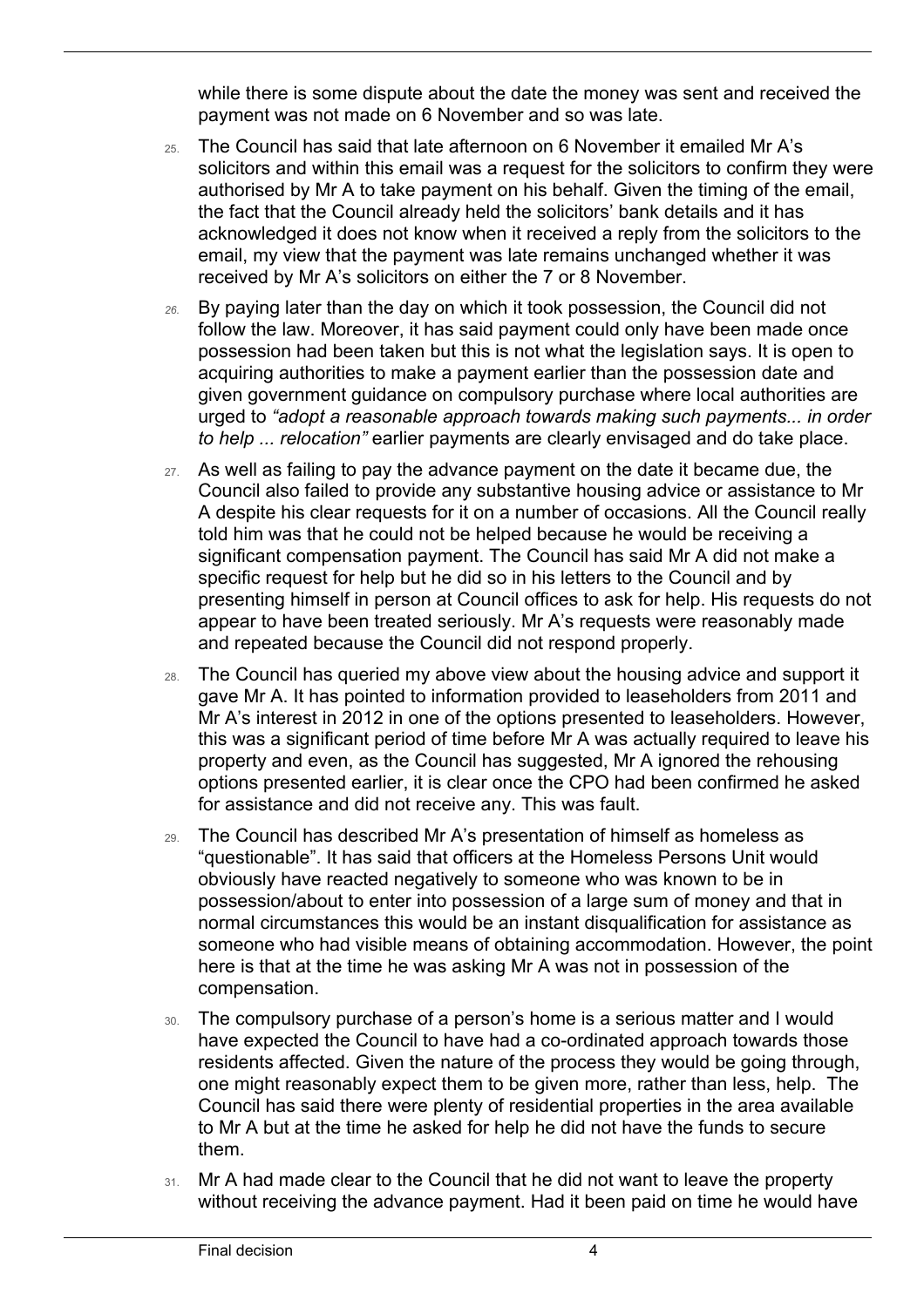while there is some dispute about the date the money was sent and received the payment was not made on 6 November and so was late.

25. The Council has said that late afternoon on 6 November it emailed Mr A's solicitors and within this email was a request for the solicitors to confirm they were authorised by Mr A to take payment on his behalf. Given the timing of the email, the fact that the Council already held the solicitors' bank details and it has acknowledged it does not know when it received a reply from the solicitors to the email, my view that the payment was late remains unchanged whether it was received by Mr A's solicitors on either the 7 or 8 November.

26. By paying later than the day on which it took possession, the Council did not follow the law. Moreover, it has said payment could only have been made once possession had been taken but this is not what the legislation says. It is open to acquiring authorities to make a payment earlier than the possession date and given government guidance on compulsory purchase where local authorities are urged to *"adopt a reasonable approach towards making such payments... in order to help ... relocation"* earlier payments are clearly envisaged and do take place.

27. As well as failing to pay the advance payment on the date it became due, the Council also failed to provide any substantive housing advice or assistance to Mr A despite his clear requests for it on a number of occasions. All the Council really told him was that he could not be helped because he would be receiving a significant compensation payment. The Council has said Mr A did not make a specific request for help but he did so in his letters to the Council and by presenting himself in person at Council offices to ask for help. His requests do not appear to have been treated seriously. Mr A's requests were reasonably made and repeated because the Council did not respond properly.

28. The Council has queried my above view about the housing advice and support it gave Mr A. It has pointed to information provided to leaseholders from 2011 and Mr A's interest in 2012 in one of the options presented to leaseholders. However, this was a significant period of time before Mr A was actually required to leave his property and even, as the Council has suggested, Mr A ignored the rehousing options presented earlier, it is clear once the CPO had been confirmed he asked for assistance and did not receive any. This was fault.

29. The Council has described Mr A's presentation of himself as homeless as "questionable". It has said that officers at the Homeless Persons Unit would obviously have reacted negatively to someone who was known to be in possession/about to enter into possession of a large sum of money and that in normal circumstances this would be an instant disqualification for assistance as someone who had visible means of obtaining accommodation. However, the point here is that at the time he was asking Mr A was not in possession of the compensation.

30. The compulsory purchase of a person's home is a serious matter and I would have expected the Council to have had a co-ordinated approach towards those residents affected. Given the nature of the process they would be going through, one might reasonably expect them to be given more, rather than less, help. The Council has said there were plenty of residential properties in the area available to Mr A but at the time he asked for help he did not have the funds to secure them.

31. Mr A had made clear to the Council that he did not want to leave the property without receiving the advance payment. Had it been paid on time he would have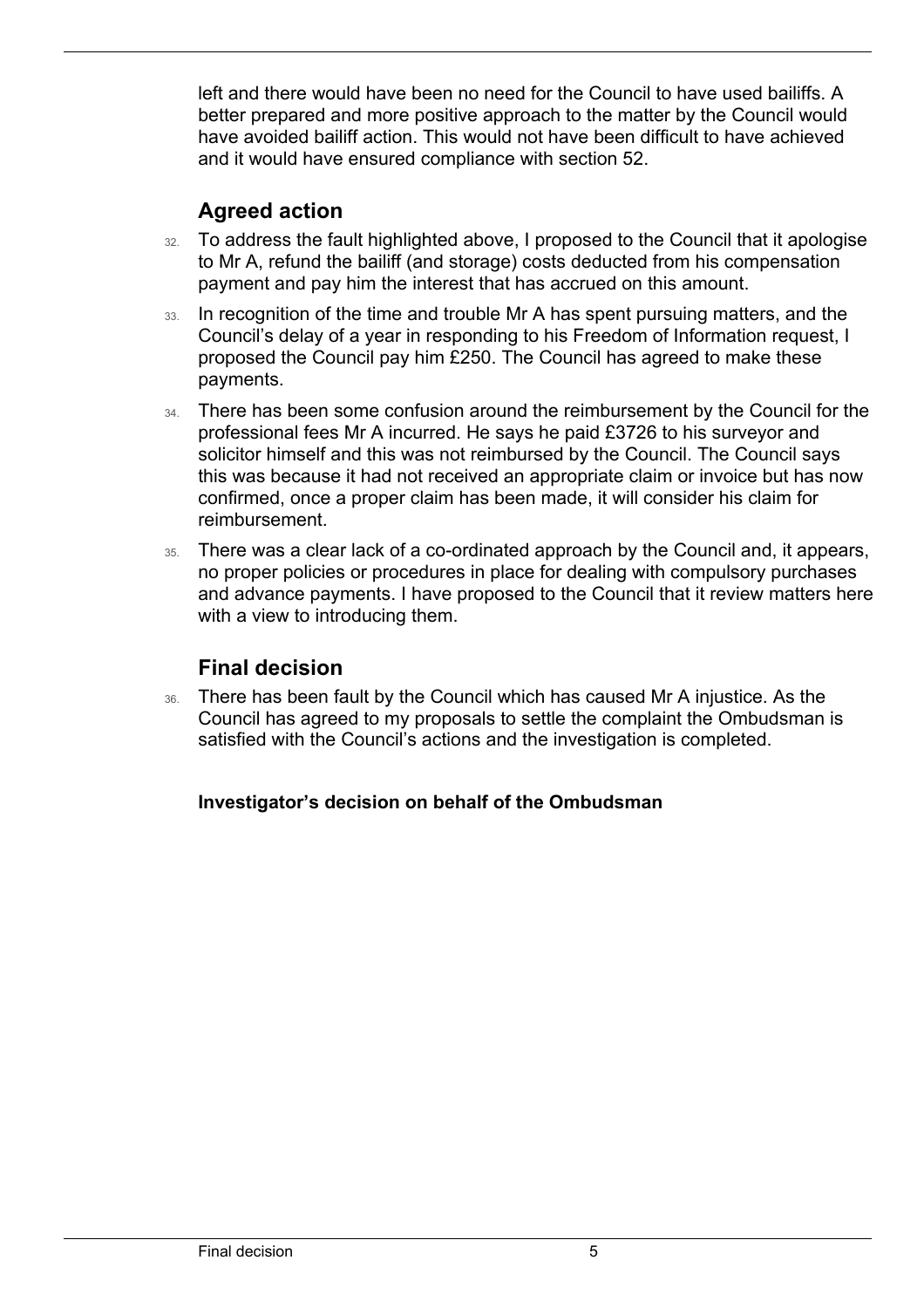left and there would have been no need for the Council to have used bailiffs. A better prepared and more positive approach to the matter by the Council would have avoided bailiff action. This would not have been difficult to have achieved and it would have ensured compliance with section 52.

## Agreed action

32. To address the fault highlighted above, I proposed to the Council that it apologise to Mr A, refund the bailiff (and storage) costs deducted from his compensation payment and pay him the interest that has accrued on this amount.

33. In recognition of the time and trouble Mr A has spent pursuing matters, and the Council's delay of a year in responding to his Freedom of Information request, I proposed the Council pay him £250. The Council has agreed to make these payments.

34. There has been some confusion around the reimbursement by the Council for the professional fees Mr A incurred. He says he paid £3726 to his surveyor and solicitor himself and this was not reimbursed by the Council. The Council says this was because it had not received an appropriate claim or invoice but has now confirmed, once a proper claim has been made, it will consider his claim for reimbursement.

35. There was a clear lack of a co-ordinated approach by the Council and, it appears, no proper policies or procedures in place for dealing with compulsory purchases and advance payments. I have proposed to the Council that it review matters here with a view to introducing them.

## Final decision

36. There has been fault by the Council which has caused Mr A injustice. As the Council has agreed to my proposals to settle the complaint the Ombudsman is satisfied with the Council's actions and the investigation is completed.

**Investigator's decision on behalf of the Ombudsman**